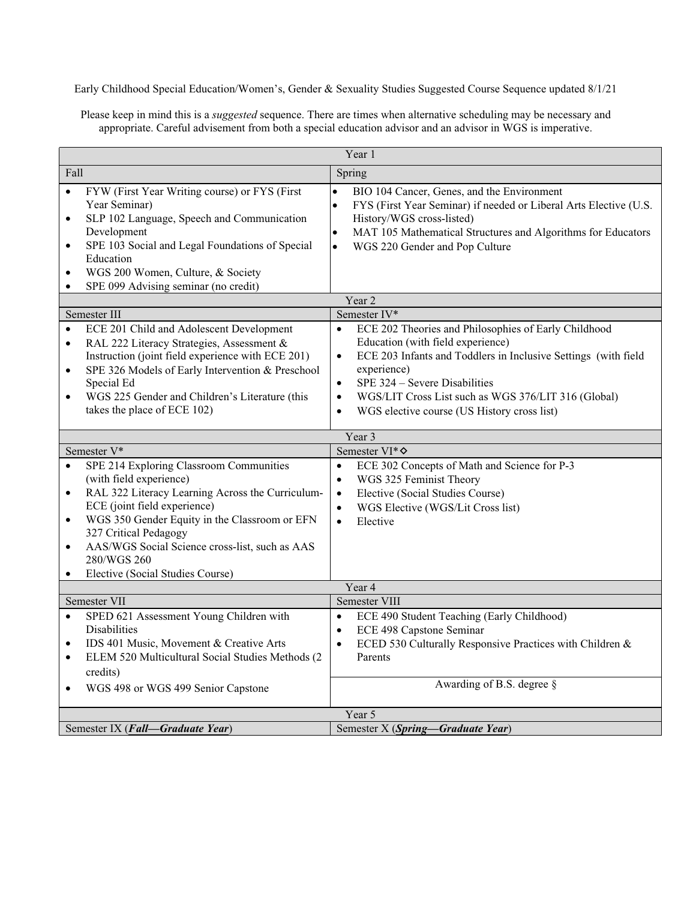Early Childhood Special Education/Women's, Gender & Sexuality Studies Suggested Course Sequence updated 8/1/21

Please keep in mind this is a *suggested* sequence. There are times when alternative scheduling may be necessary and appropriate. Careful advisement from both a special education advisor and an advisor in WGS is imperative.

| Year 1 | |
|---|---|
| Fall | Spring |
| • FYW (First Year Writing course) or FYS (First Year Seminar)<br>• SLP 102 Language, Speech and Communication Development<br>• SPE 103 Social and Legal Foundations of Special Education<br>• WGS 200 Women, Culture, & Society<br>• SPE 099 Advising seminar (no credit) | • BIO 104 Cancer, Genes, and the Environment<br>• FYS (First Year Seminar) if needed or Liberal Arts Elective (U.S. History/WGS cross-listed)<br>• MAT 105 Mathematical Structures and Algorithms for Educators<br>• WGS 220 Gender and Pop Culture |
| **Year 2** | |
| Semester III | Semester IV* |
| • ECE 201 Child and Adolescent Development<br>• RAL 222 Literacy Strategies, Assessment & Instruction (joint field experience with ECE 201)<br>• SPE 326 Models of Early Intervention & Preschool Special Ed<br>• WGS 225 Gender and Children's Literature (this takes the place of ECE 102) | • ECE 202 Theories and Philosophies of Early Childhood Education (with field experience)<br>• ECE 203 Infants and Toddlers in Inclusive Settings (with field experience)<br>• SPE 324 – Severe Disabilities<br>• WGS/LIT Cross List such as WGS 376/LIT 316 (Global)<br>• WGS elective course (US History cross list) |
| **Year 3** | |
| Semester V* | Semester VI*◇ |
| • SPE 214 Exploring Classroom Communities (with field experience)<br>• RAL 322 Literacy Learning Across the Curriculum-ECE (joint field experience)<br>• WGS 350 Gender Equity in the Classroom or EFN 327 Critical Pedagogy<br>• AAS/WGS Social Science cross-list, such as AAS 280/WGS 260<br>• Elective (Social Studies Course) | • ECE 302 Concepts of Math and Science for P-3<br>• WGS 325 Feminist Theory<br>• Elective (Social Studies Course)<br>• WGS Elective (WGS/Lit Cross list)<br>• Elective |
| **Year 4** | |
| Semester VII | Semester VIII |
| • SPED 621 Assessment Young Children with Disabilities<br>• IDS 401 Music, Movement & Creative Arts<br>• ELEM 520 Multicultural Social Studies Methods (2 credits)<br>• WGS 498 or WGS 499 Senior Capstone | • ECE 490 Student Teaching (Early Childhood)<br>• ECE 498 Capstone Seminar<br>• ECED 530 Culturally Responsive Practices with Children & Parents<br><br>Awarding of B.S. degree § |
| **Year 5** | |
| Semester IX (***Fall—Graduate Year***) | Semester X (***Spring—Graduate Year***) |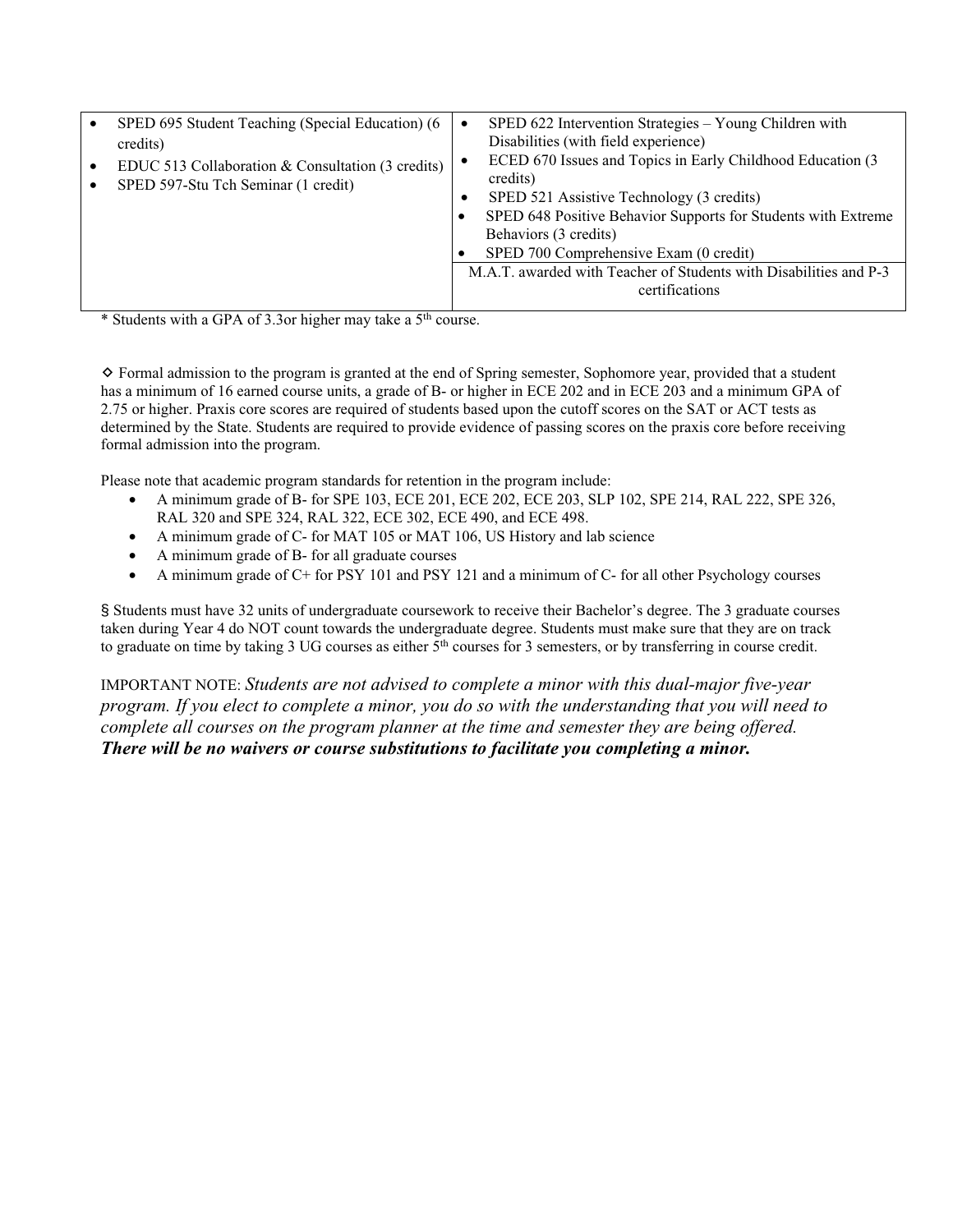| | |
|---|---|
| • SPED 695 Student Teaching (Special Education) (6 credits)<br>• EDUC 513 Collaboration & Consultation (3 credits)<br>• SPED 597-Stu Tch Seminar (1 credit) | • SPED 622 Intervention Strategies – Young Children with Disabilities (with field experience)<br>• ECED 670 Issues and Topics in Early Childhood Education (3 credits)<br>• SPED 521 Assistive Technology (3 credits)<br>• SPED 648 Positive Behavior Supports for Students with Extreme Behaviors (3 credits)<br>• SPED 700 Comprehensive Exam (0 credit) |
| | M.A.T. awarded with Teacher of Students with Disabilities and P-3 certifications |

* Students with a GPA of 3.3or higher may take a 5th course.

◇ Formal admission to the program is granted at the end of Spring semester, Sophomore year, provided that a student has a minimum of 16 earned course units, a grade of B- or higher in ECE 202 and in ECE 203 and a minimum GPA of 2.75 or higher. Praxis core scores are required of students based upon the cutoff scores on the SAT or ACT tests as determined by the State. Students are required to provide evidence of passing scores on the praxis core before receiving formal admission into the program.

Please note that academic program standards for retention in the program include:

- A minimum grade of B- for SPE 103, ECE 201, ECE 202, ECE 203, SLP 102, SPE 214, RAL 222, SPE 326, RAL 320 and SPE 324, RAL 322, ECE 302, ECE 490, and ECE 498.
- A minimum grade of C- for MAT 105 or MAT 106, US History and lab science
- A minimum grade of B- for all graduate courses
- A minimum grade of C+ for PSY 101 and PSY 121 and a minimum of C- for all other Psychology courses

§ Students must have 32 units of undergraduate coursework to receive their Bachelor's degree. The 3 graduate courses taken during Year 4 do NOT count towards the undergraduate degree. Students must make sure that they are on track to graduate on time by taking 3 UG courses as either 5th courses for 3 semesters, or by transferring in course credit.

IMPORTANT NOTE: *Students are not advised to complete a minor with this dual-major five-year program. If you elect to complete a minor, you do so with the understanding that you will need to complete all courses on the program planner at the time and semester they are being offered.* ***There will be no waivers or course substitutions to facilitate you completing a minor.***